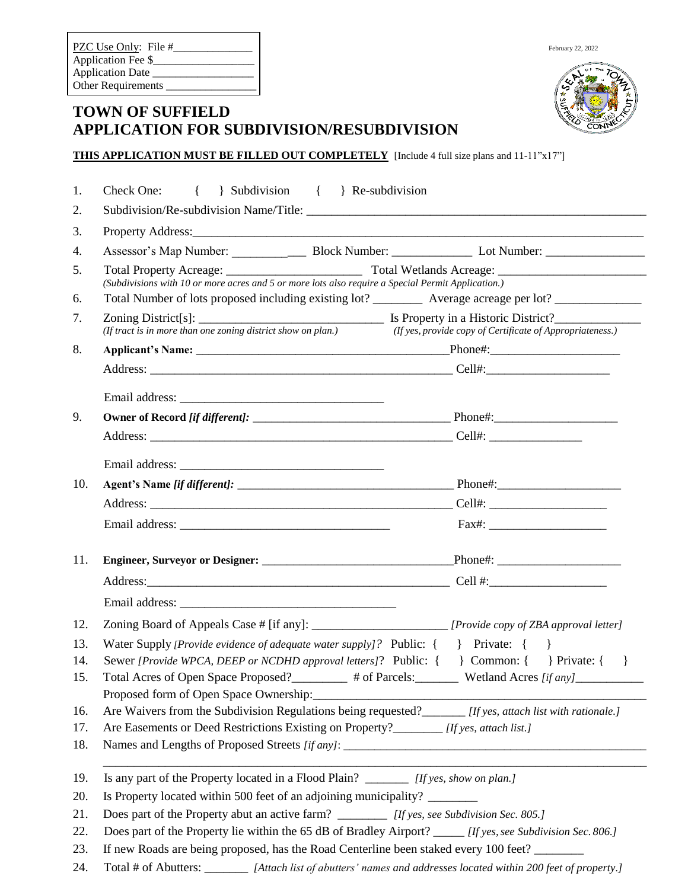PZC Use Only: File #______________
Application Fee $__________________
Application Date __________________
Other Requirements ________________

February 22, 2022

# TOWN OF SUFFIELD
# APPLICATION FOR SUBDIVISION/RESUBDIVISION

**THIS APPLICATION MUST BE FILLED OUT COMPLETELY** [Include 4 full size plans and 11-11"x17"]

1. Check One: { } Subdivision { } Re-subdivision
2. Subdivision/Re-subdivision Name/Title: ________________________________________________
3. Property Address:______________________________________________________________
4. Assessor's Map Number: ____________ Block Number: _____________ Lot Number: ________________
5. Total Property Acreage: ______________________ Total Wetlands Acreage: ________________________
   *(Subdivisions with 10 or more acres and 5 or more lots also require a Special Permit Application.)*
6. Total Number of lots proposed including existing lot? ________ Average acreage per lot? ______________
7. Zoning District[s]: ______________________________ Is Property in a Historic District?______________
   *(If tract is in more than one zoning district show on plan.)* *(If yes, provide copy of Certificate of Appropriateness.)*
8. **Applicant's Name:** __________________________________________Phone#:_____________________
   Address: __________________________________________________ Cell#:____________________
   Email address: _________________________________
9. **Owner of Record *[if different]:*** ________________________________ Phone#:____________________
   Address: __________________________________________________ Cell#: _______________
   Email address: _________________________________
10. **Agent's Name *[if different]:*** ____________________________________ Phone#:____________________
    Address: __________________________________________________ Cell#: ___________________
    Email address: __________________________________ Fax#: ___________________
11. **Engineer, Surveyor or Designer:** ________________________________Phone#: ____________________
    Address:___________________________________________________ Cell #:___________________
    Email address: __________________________________
12. Zoning Board of Appeals Case # [if any]: ______________________ *[Provide copy of ZBA approval letter]*
13. Water Supply *[Provide evidence of adequate water supply]?* Public: { } Private: { }
14. Sewer *[Provide WPCA, DEEP or NCDHD approval letters]*? Public: { } Common: { } Private: { }
15. Total Acres of Open Space Proposed?_________ # of Parcels:_______ Wetland Acres *[if any]*___________
    Proposed form of Open Space Ownership:_____________________________________________________
16. Are Waivers from the Subdivision Regulations being requested?_______ *[If yes, attach list with rationale.]*
17. Are Easements or Deed Restrictions Existing on Property?________ *[If yes, attach list.]*
18. Names and Lengths of Proposed Streets *[if any]*: __________________________________________________
    ______________________________________________________________________________________
19. Is any part of the Property located in a Flood Plain? _______ *[If yes, show on plan.]*
20. Is Property located within 500 feet of an adjoining municipality? ________
21. Does part of the Property abut an active farm? ________ *[If yes, see Subdivision Sec. 805.]*
22. Does part of the Property lie within the 65 dB of Bradley Airport? _____ *[If yes, see Subdivision Sec. 806.]*
23. If new Roads are being proposed, has the Road Centerline been staked every 100 feet? ________
24. Total # of Abutters: _______ *[Attach list of abutters' names and addresses located within 200 feet of property.]*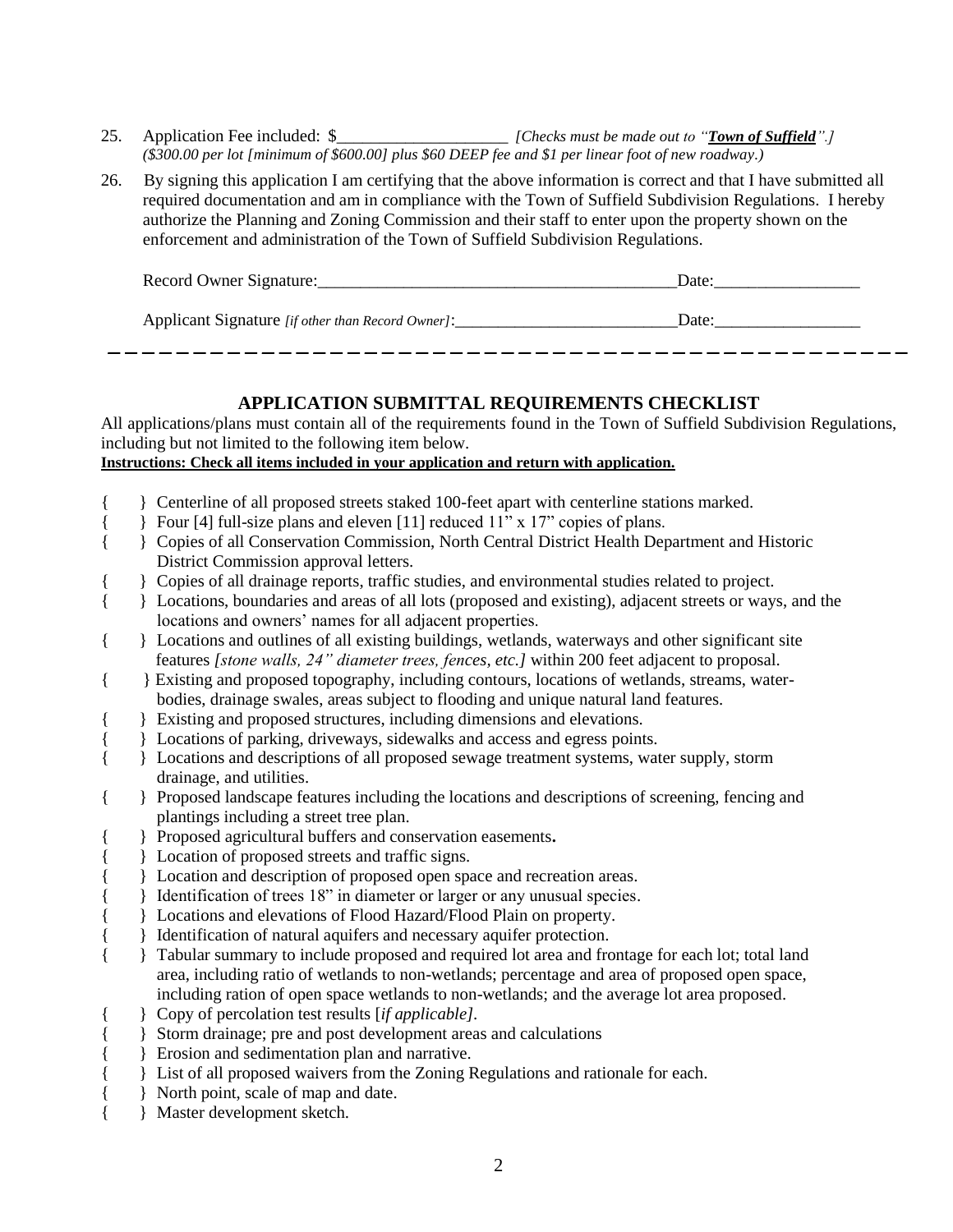25. Application Fee included: $____________________ *[Checks must be made out to "**Town of Suffield**".]*
*($300.00 per lot [minimum of $600.00] plus $60 DEEP fee and $1 per linear foot of new roadway.)*

26. By signing this application I am certifying that the above information is correct and that I have submitted all required documentation and am in compliance with the Town of Suffield Subdivision Regulations. I hereby authorize the Planning and Zoning Commission and their staff to enter upon the property shown on the enforcement and administration of the Town of Suffield Subdivision Regulations.

Record Owner Signature:_________________________________________ Date:_________________

Applicant Signature *[if other than Record Owner]*:__________________________ Date:_________________

---

## APPLICATION SUBMITTAL REQUIREMENTS CHECKLIST

All applications/plans must contain all of the requirements found in the Town of Suffield Subdivision Regulations, including but not limited to the following item below.

**Instructions: Check all items included in your application and return with application.**

{ } Centerline of all proposed streets staked 100-feet apart with centerline stations marked.
{ } Four [4] full-size plans and eleven [11] reduced 11" x 17" copies of plans.
{ } Copies of all Conservation Commission, North Central District Health Department and Historic District Commission approval letters.
{ } Copies of all drainage reports, traffic studies, and environmental studies related to project.
{ } Locations, boundaries and areas of all lots (proposed and existing), adjacent streets or ways, and the locations and owners' names for all adjacent properties.
{ } Locations and outlines of all existing buildings, wetlands, waterways and other significant site features *[stone walls, 24" diameter trees, fences, etc.]* within 200 feet adjacent to proposal.
{ } Existing and proposed topography, including contours, locations of wetlands, streams, water-bodies, drainage swales, areas subject to flooding and unique natural land features.
{ } Existing and proposed structures, including dimensions and elevations.
{ } Locations of parking, driveways, sidewalks and access and egress points.
{ } Locations and descriptions of all proposed sewage treatment systems, water supply, storm drainage, and utilities.
{ } Proposed landscape features including the locations and descriptions of screening, fencing and plantings including a street tree plan.
{ } Proposed agricultural buffers and conservation easements**.**
{ } Location of proposed streets and traffic signs.
{ } Location and description of proposed open space and recreation areas.
{ } Identification of trees 18" in diameter or larger or any unusual species.
{ } Locations and elevations of Flood Hazard/Flood Plain on property.
{ } Identification of natural aquifers and necessary aquifer protection.
{ } Tabular summary to include proposed and required lot area and frontage for each lot; total land area, including ratio of wetlands to non-wetlands; percentage and area of proposed open space, including ration of open space wetlands to non-wetlands; and the average lot area proposed.
{ } Copy of percolation test results [*if applicable]*.
{ } Storm drainage; pre and post development areas and calculations
{ } Erosion and sedimentation plan and narrative.
{ } List of all proposed waivers from the Zoning Regulations and rationale for each.
{ } North point, scale of map and date.
{ } Master development sketch.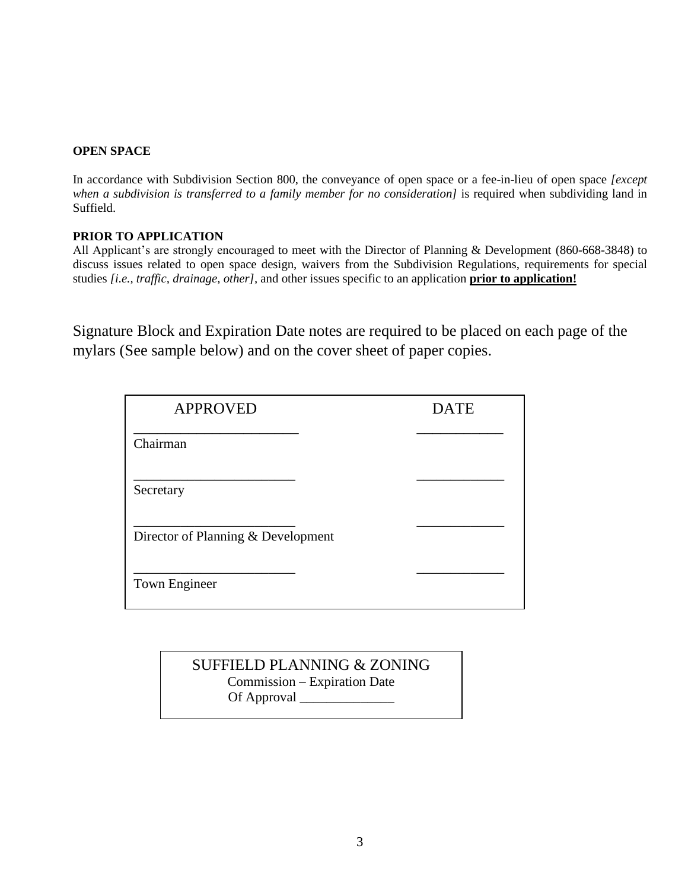**OPEN SPACE**

In accordance with Subdivision Section 800, the conveyance of open space or a fee-in-lieu of open space *[except when a subdivision is transferred to a family member for no consideration]* is required when subdividing land in Suffield.

**PRIOR TO APPLICATION**

All Applicant's are strongly encouraged to meet with the Director of Planning & Development (860-668-3848) to discuss issues related to open space design, waivers from the Subdivision Regulations, requirements for special studies *[i.e., traffic, drainage, other]*, and other issues specific to an application **<u>prior to application!</u>**

Signature Block and Expiration Date notes are required to be placed on each page of the mylars (See sample below) and on the cover sheet of paper copies.

| APPROVED | DATE |
|---|---|
| ________________________<br>Chairman | ____________ |
| ________________________<br>Secretary | ____________ |
| ________________________<br>Director of Planning & Development | ____________ |
| ________________________<br>Town Engineer | ____________ |

SUFFIELD PLANNING & ZONING
Commission – Expiration Date
Of Approval ______________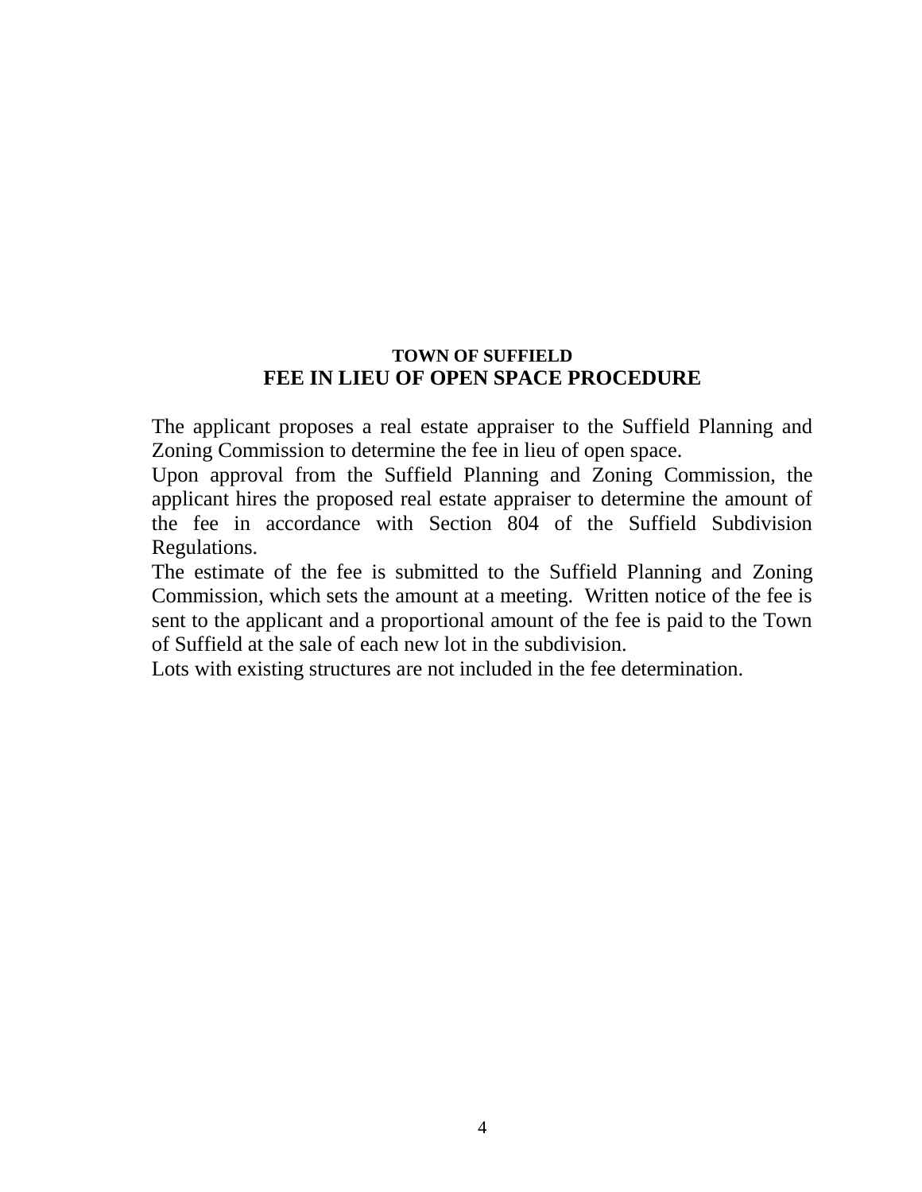## TOWN OF SUFFIELD

# FEE IN LIEU OF OPEN SPACE PROCEDURE

The applicant proposes a real estate appraiser to the Suffield Planning and Zoning Commission to determine the fee in lieu of open space.

Upon approval from the Suffield Planning and Zoning Commission, the applicant hires the proposed real estate appraiser to determine the amount of the fee in accordance with Section 804 of the Suffield Subdivision Regulations.

The estimate of the fee is submitted to the Suffield Planning and Zoning Commission, which sets the amount at a meeting. Written notice of the fee is sent to the applicant and a proportional amount of the fee is paid to the Town of Suffield at the sale of each new lot in the subdivision.

Lots with existing structures are not included in the fee determination.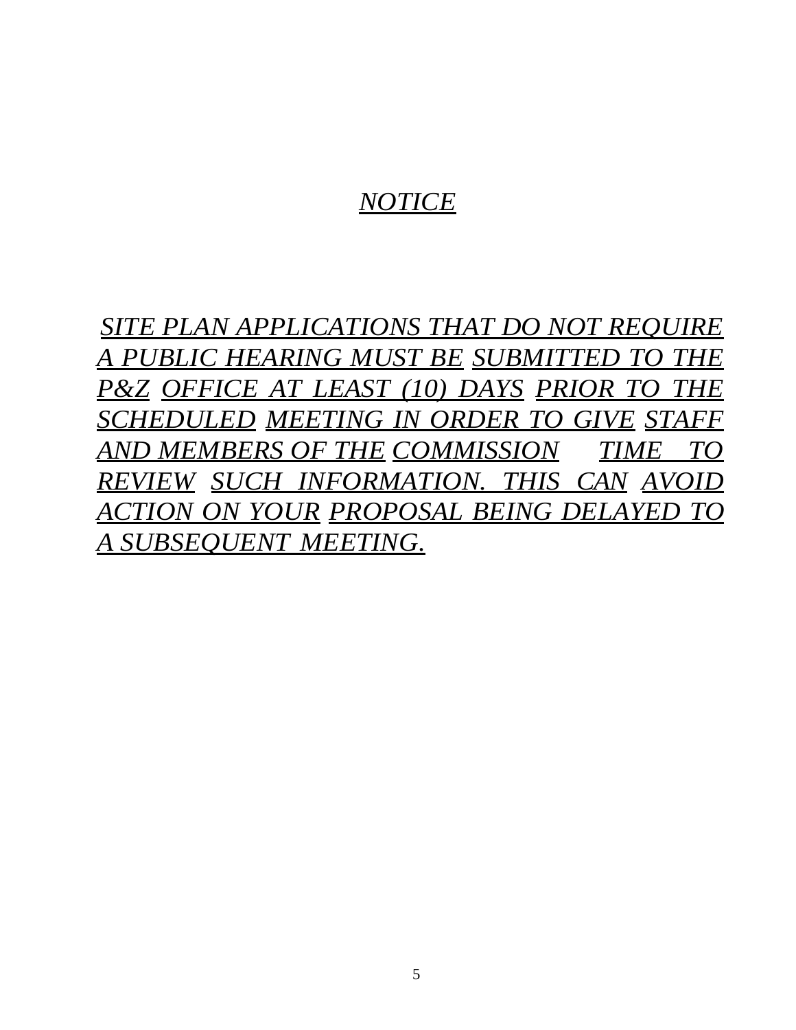## *NOTICE*

*SITE PLAN APPLICATIONS THAT DO NOT REQUIRE A PUBLIC HEARING MUST BE SUBMITTED TO THE P&Z OFFICE AT LEAST (10) DAYS PRIOR TO THE SCHEDULED MEETING IN ORDER TO GIVE STAFF AND MEMBERS OF THE COMMISSION TIME TO REVIEW SUCH INFORMATION. THIS CAN AVOID ACTION ON YOUR PROPOSAL BEING DELAYED TO A SUBSEQUENT MEETING.*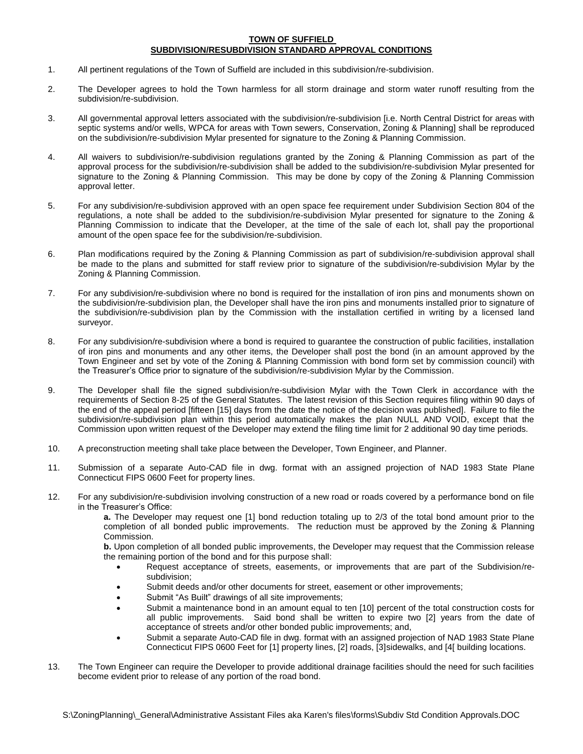**TOWN OF SUFFIELD**
**SUBDIVISION/RESUBDIVISION STANDARD APPROVAL CONDITIONS**

1. All pertinent regulations of the Town of Suffield are included in this subdivision/re-subdivision.

2. The Developer agrees to hold the Town harmless for all storm drainage and storm water runoff resulting from the subdivision/re-subdivision.

3. All governmental approval letters associated with the subdivision/re-subdivision [i.e. North Central District for areas with septic systems and/or wells, WPCA for areas with Town sewers, Conservation, Zoning & Planning] shall be reproduced on the subdivision/re-subdivision Mylar presented for signature to the Zoning & Planning Commission.

4. All waivers to subdivision/re-subdivision regulations granted by the Zoning & Planning Commission as part of the approval process for the subdivision/re-subdivision shall be added to the subdivision/re-subdivision Mylar presented for signature to the Zoning & Planning Commission. This may be done by copy of the Zoning & Planning Commission approval letter.

5. For any subdivision/re-subdivision approved with an open space fee requirement under Subdivision Section 804 of the regulations, a note shall be added to the subdivision/re-subdivision Mylar presented for signature to the Zoning & Planning Commission to indicate that the Developer, at the time of the sale of each lot, shall pay the proportional amount of the open space fee for the subdivision/re-subdivision.

6. Plan modifications required by the Zoning & Planning Commission as part of subdivision/re-subdivision approval shall be made to the plans and submitted for staff review prior to signature of the subdivision/re-subdivision Mylar by the Zoning & Planning Commission.

7. For any subdivision/re-subdivision where no bond is required for the installation of iron pins and monuments shown on the subdivision/re-subdivision plan, the Developer shall have the iron pins and monuments installed prior to signature of the subdivision/re-subdivision plan by the Commission with the installation certified in writing by a licensed land surveyor.

8. For any subdivision/re-subdivision where a bond is required to guarantee the construction of public facilities, installation of iron pins and monuments and any other items, the Developer shall post the bond (in an amount approved by the Town Engineer and set by vote of the Zoning & Planning Commission with bond form set by commission council) with the Treasurer's Office prior to signature of the subdivision/re-subdivision Mylar by the Commission.

9. The Developer shall file the signed subdivision/re-subdivision Mylar with the Town Clerk in accordance with the requirements of Section 8-25 of the General Statutes. The latest revision of this Section requires filing within 90 days of the end of the appeal period [fifteen [15] days from the date the notice of the decision was published]. Failure to file the subdivision/re-subdivision plan within this period automatically makes the plan NULL AND VOID, except that the Commission upon written request of the Developer may extend the filing time limit for 2 additional 90 day time periods.

10. A preconstruction meeting shall take place between the Developer, Town Engineer, and Planner.

11. Submission of a separate Auto-CAD file in dwg. format with an assigned projection of NAD 1983 State Plane Connecticut FIPS 0600 Feet for property lines.

12. For any subdivision/re-subdivision involving construction of a new road or roads covered by a performance bond on file in the Treasurer's Office:

    **a.** The Developer may request one [1] bond reduction totaling up to 2/3 of the total bond amount prior to the completion of all bonded public improvements. The reduction must be approved by the Zoning & Planning Commission.

    **b.** Upon completion of all bonded public improvements, the Developer may request that the Commission release the remaining portion of the bond and for this purpose shall:

    - Request acceptance of streets, easements, or improvements that are part of the Subdivision/re-subdivision;
    - Submit deeds and/or other documents for street, easement or other improvements;
    - Submit "As Built" drawings of all site improvements;
    - Submit a maintenance bond in an amount equal to ten [10] percent of the total construction costs for all public improvements. Said bond shall be written to expire two [2] years from the date of acceptance of streets and/or other bonded public improvements; and,
    - Submit a separate Auto-CAD file in dwg. format with an assigned projection of NAD 1983 State Plane Connecticut FIPS 0600 Feet for [1] property lines, [2] roads, [3]sidewalks, and [4[ building locations.

13. The Town Engineer can require the Developer to provide additional drainage facilities should the need for such facilities become evident prior to release of any portion of the road bond.

S:\ZoningPlanning\_General\Administrative Assistant Files aka Karen's files\forms\Subdiv Std Condition Approvals.DOC